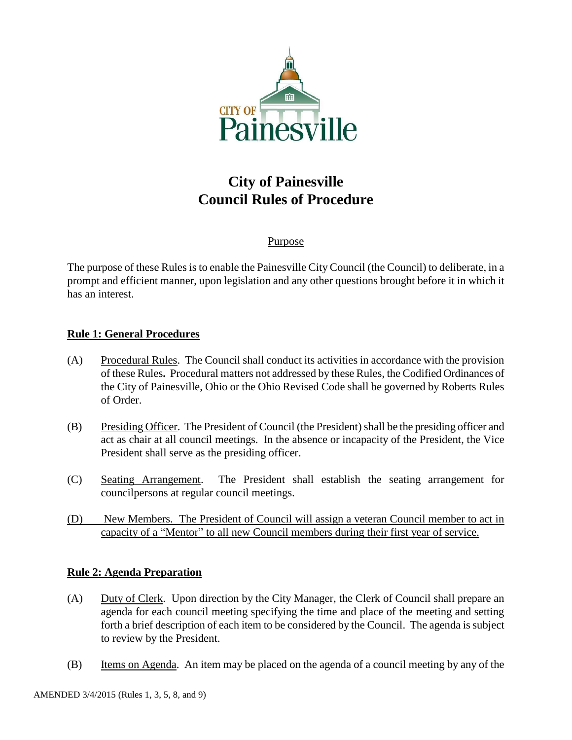CITY OF Painesville

# City of Painesville
# Council Rules of Procedure

Purpose

The purpose of these Rules is to enable the Painesville City Council (the Council) to deliberate, in a prompt and efficient manner, upon legislation and any other questions brought before it in which it has an interest.

## Rule 1: General Procedures

(A) Procedural Rules. The Council shall conduct its activities in accordance with the provision of these Rules**.** Procedural matters not addressed by these Rules, the Codified Ordinances of the City of Painesville, Ohio or the Ohio Revised Code shall be governed by Roberts Rules of Order.

(B) Presiding Officer. The President of Council (the President) shall be the presiding officer and act as chair at all council meetings. In the absence or incapacity of the President, the Vice President shall serve as the presiding officer.

(C) Seating Arrangement. The President shall establish the seating arrangement for councilpersons at regular council meetings.

(D) New Members. The President of Council will assign a veteran Council member to act in capacity of a "Mentor" to all new Council members during their first year of service.

## Rule 2: Agenda Preparation

(A) Duty of Clerk. Upon direction by the City Manager, the Clerk of Council shall prepare an agenda for each council meeting specifying the time and place of the meeting and setting forth a brief description of each item to be considered by the Council. The agenda is subject to review by the President.

(B) Items on Agenda. An item may be placed on the agenda of a council meeting by any of the

AMENDED 3/4/2015 (Rules 1, 3, 5, 8, and 9)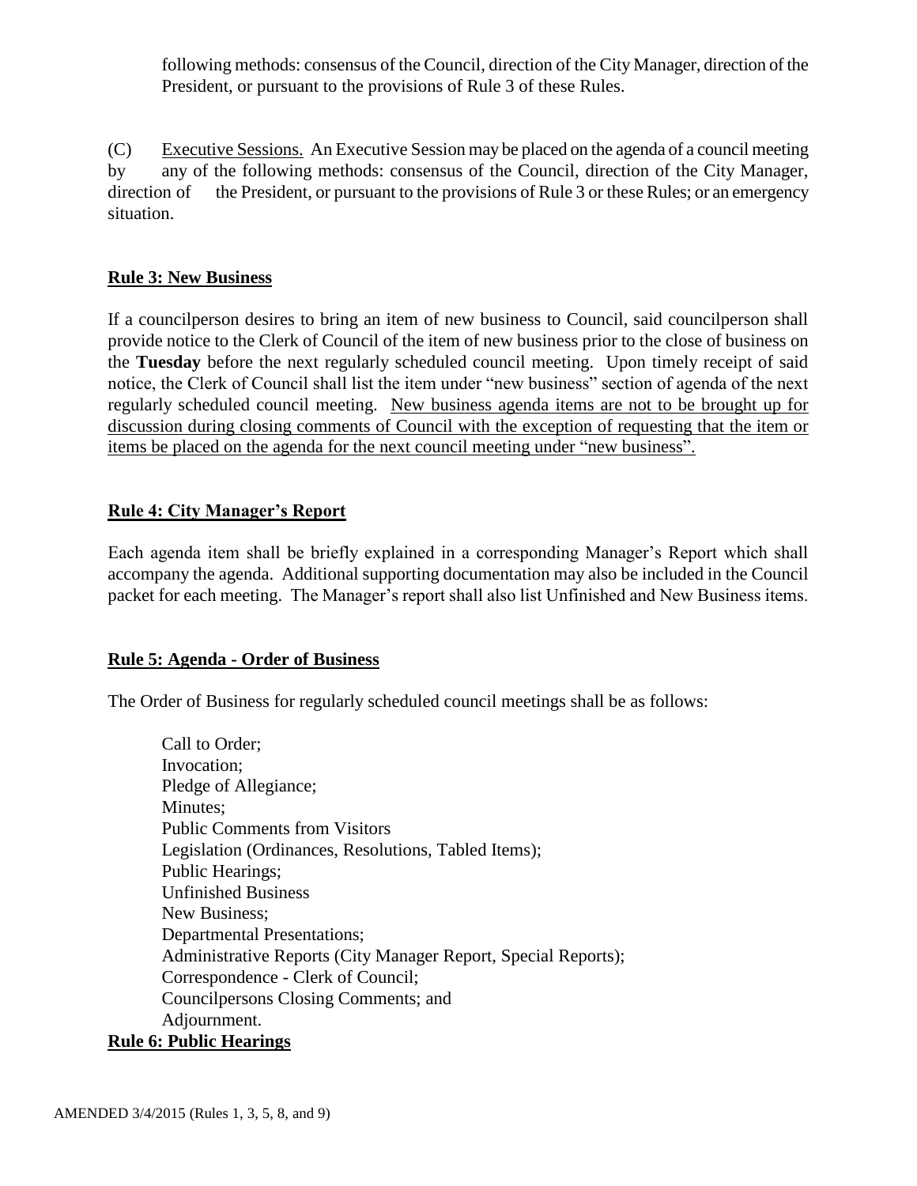following methods: consensus of the Council, direction of the City Manager, direction of the President, or pursuant to the provisions of Rule 3 of these Rules.

(C) Executive Sessions. An Executive Session may be placed on the agenda of a council meeting by any of the following methods: consensus of the Council, direction of the City Manager, direction of the President, or pursuant to the provisions of Rule 3 or these Rules; or an emergency situation.

## Rule 3: New Business

If a councilperson desires to bring an item of new business to Council, said councilperson shall provide notice to the Clerk of Council of the item of new business prior to the close of business on the **Tuesday** before the next regularly scheduled council meeting. Upon timely receipt of said notice, the Clerk of Council shall list the item under "new business" section of agenda of the next regularly scheduled council meeting. New business agenda items are not to be brought up for discussion during closing comments of Council with the exception of requesting that the item or items be placed on the agenda for the next council meeting under "new business".

## Rule 4: City Manager's Report

Each agenda item shall be briefly explained in a corresponding Manager's Report which shall accompany the agenda. Additional supporting documentation may also be included in the Council packet for each meeting. The Manager's report shall also list Unfinished and New Business items.

## Rule 5: Agenda - Order of Business

The Order of Business for regularly scheduled council meetings shall be as follows:

Call to Order;
Invocation;
Pledge of Allegiance;
Minutes;
Public Comments from Visitors
Legislation (Ordinances, Resolutions, Tabled Items);
Public Hearings;
Unfinished Business
New Business;
Departmental Presentations;
Administrative Reports (City Manager Report, Special Reports);
Correspondence - Clerk of Council;
Councilpersons Closing Comments; and
Adjournment.

## Rule 6: Public Hearings

AMENDED 3/4/2015 (Rules 1, 3, 5, 8, and 9)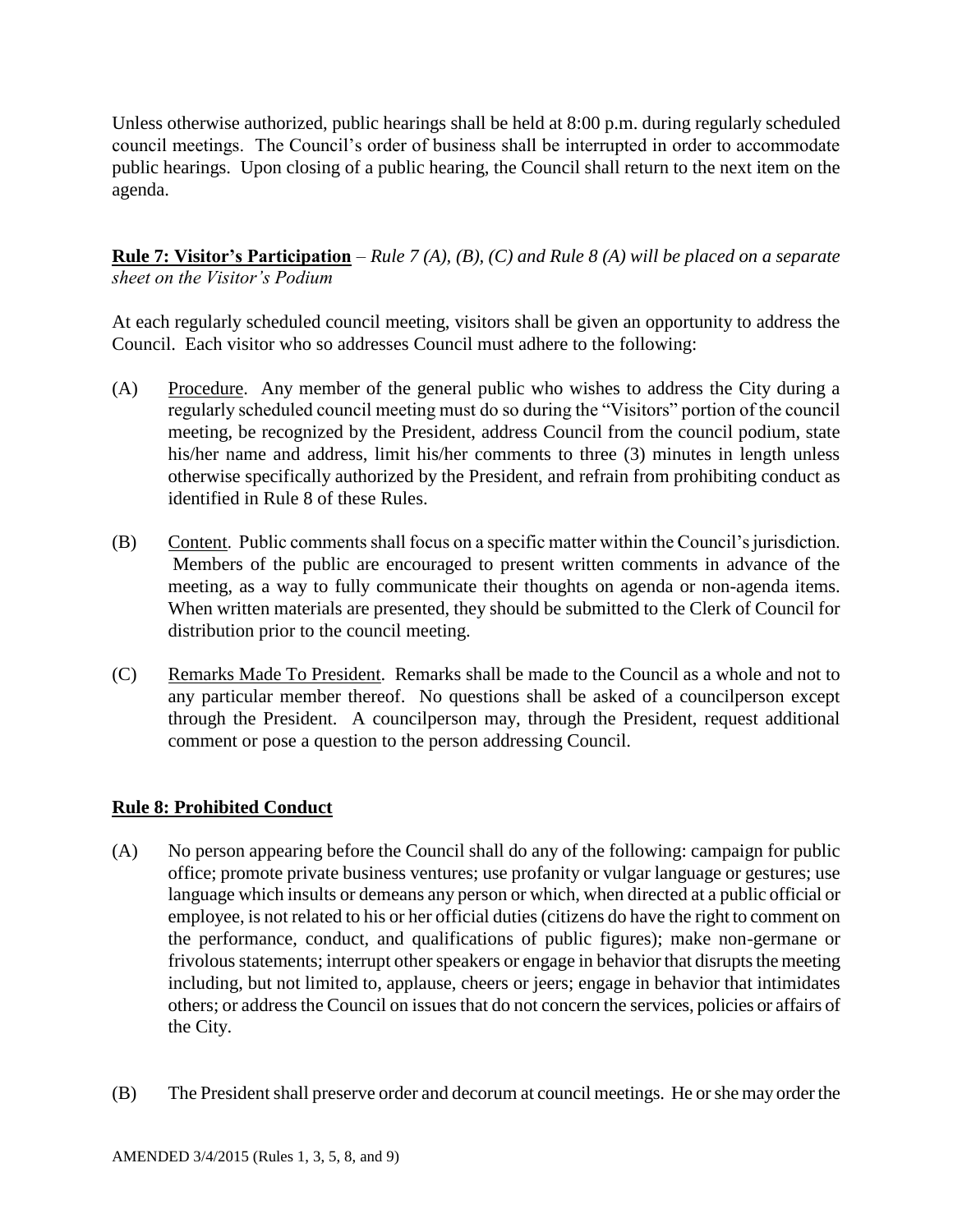Unless otherwise authorized, public hearings shall be held at 8:00 p.m. during regularly scheduled council meetings. The Council's order of business shall be interrupted in order to accommodate public hearings. Upon closing of a public hearing, the Council shall return to the next item on the agenda.

**Rule 7: Visitor's Participation** – *Rule 7 (A), (B), (C) and Rule 8 (A) will be placed on a separate sheet on the Visitor's Podium*

At each regularly scheduled council meeting, visitors shall be given an opportunity to address the Council. Each visitor who so addresses Council must adhere to the following:

(A) Procedure. Any member of the general public who wishes to address the City during a regularly scheduled council meeting must do so during the "Visitors" portion of the council meeting, be recognized by the President, address Council from the council podium, state his/her name and address, limit his/her comments to three (3) minutes in length unless otherwise specifically authorized by the President, and refrain from prohibiting conduct as identified in Rule 8 of these Rules.

(B) Content. Public comments shall focus on a specific matter within the Council's jurisdiction. Members of the public are encouraged to present written comments in advance of the meeting, as a way to fully communicate their thoughts on agenda or non-agenda items. When written materials are presented, they should be submitted to the Clerk of Council for distribution prior to the council meeting.

(C) Remarks Made To President. Remarks shall be made to the Council as a whole and not to any particular member thereof. No questions shall be asked of a councilperson except through the President. A councilperson may, through the President, request additional comment or pose a question to the person addressing Council.

**Rule 8: Prohibited Conduct**

(A) No person appearing before the Council shall do any of the following: campaign for public office; promote private business ventures; use profanity or vulgar language or gestures; use language which insults or demeans any person or which, when directed at a public official or employee, is not related to his or her official duties (citizens do have the right to comment on the performance, conduct, and qualifications of public figures); make non-germane or frivolous statements; interrupt other speakers or engage in behavior that disrupts the meeting including, but not limited to, applause, cheers or jeers; engage in behavior that intimidates others; or address the Council on issues that do not concern the services, policies or affairs of the City.

(B) The President shall preserve order and decorum at council meetings. He or she may order the

AMENDED 3/4/2015 (Rules 1, 3, 5, 8, and 9)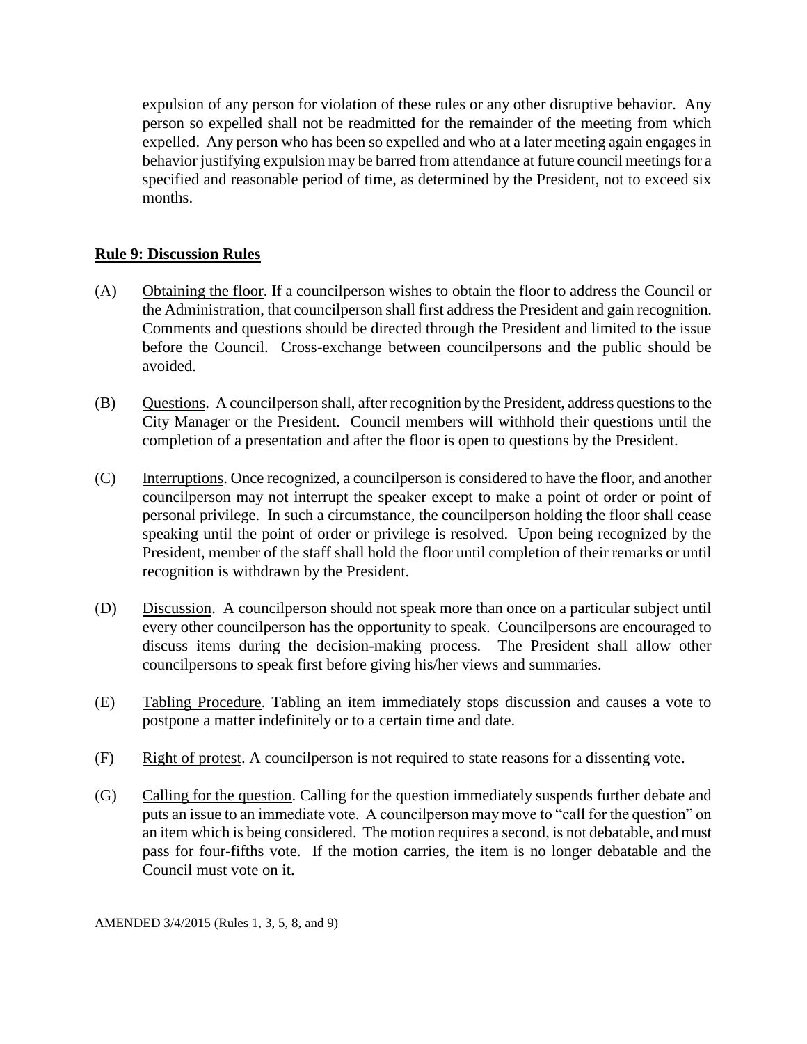expulsion of any person for violation of these rules or any other disruptive behavior. Any person so expelled shall not be readmitted for the remainder of the meeting from which expelled. Any person who has been so expelled and who at a later meeting again engages in behavior justifying expulsion may be barred from attendance at future council meetings for a specified and reasonable period of time, as determined by the President, not to exceed six months.

## Rule 9: Discussion Rules

(A) Obtaining the floor. If a councilperson wishes to obtain the floor to address the Council or the Administration, that councilperson shall first address the President and gain recognition. Comments and questions should be directed through the President and limited to the issue before the Council. Cross-exchange between councilpersons and the public should be avoided.

(B) Questions. A councilperson shall, after recognition by the President, address questions to the City Manager or the President. Council members will withhold their questions until the completion of a presentation and after the floor is open to questions by the President.

(C) Interruptions. Once recognized, a councilperson is considered to have the floor, and another councilperson may not interrupt the speaker except to make a point of order or point of personal privilege. In such a circumstance, the councilperson holding the floor shall cease speaking until the point of order or privilege is resolved. Upon being recognized by the President, member of the staff shall hold the floor until completion of their remarks or until recognition is withdrawn by the President.

(D) Discussion. A councilperson should not speak more than once on a particular subject until every other councilperson has the opportunity to speak. Councilpersons are encouraged to discuss items during the decision-making process. The President shall allow other councilpersons to speak first before giving his/her views and summaries.

(E) Tabling Procedure. Tabling an item immediately stops discussion and causes a vote to postpone a matter indefinitely or to a certain time and date.

(F) Right of protest. A councilperson is not required to state reasons for a dissenting vote.

(G) Calling for the question. Calling for the question immediately suspends further debate and puts an issue to an immediate vote. A councilperson may move to "call for the question" on an item which is being considered. The motion requires a second, is not debatable, and must pass for four-fifths vote. If the motion carries, the item is no longer debatable and the Council must vote on it.

AMENDED 3/4/2015 (Rules 1, 3, 5, 8, and 9)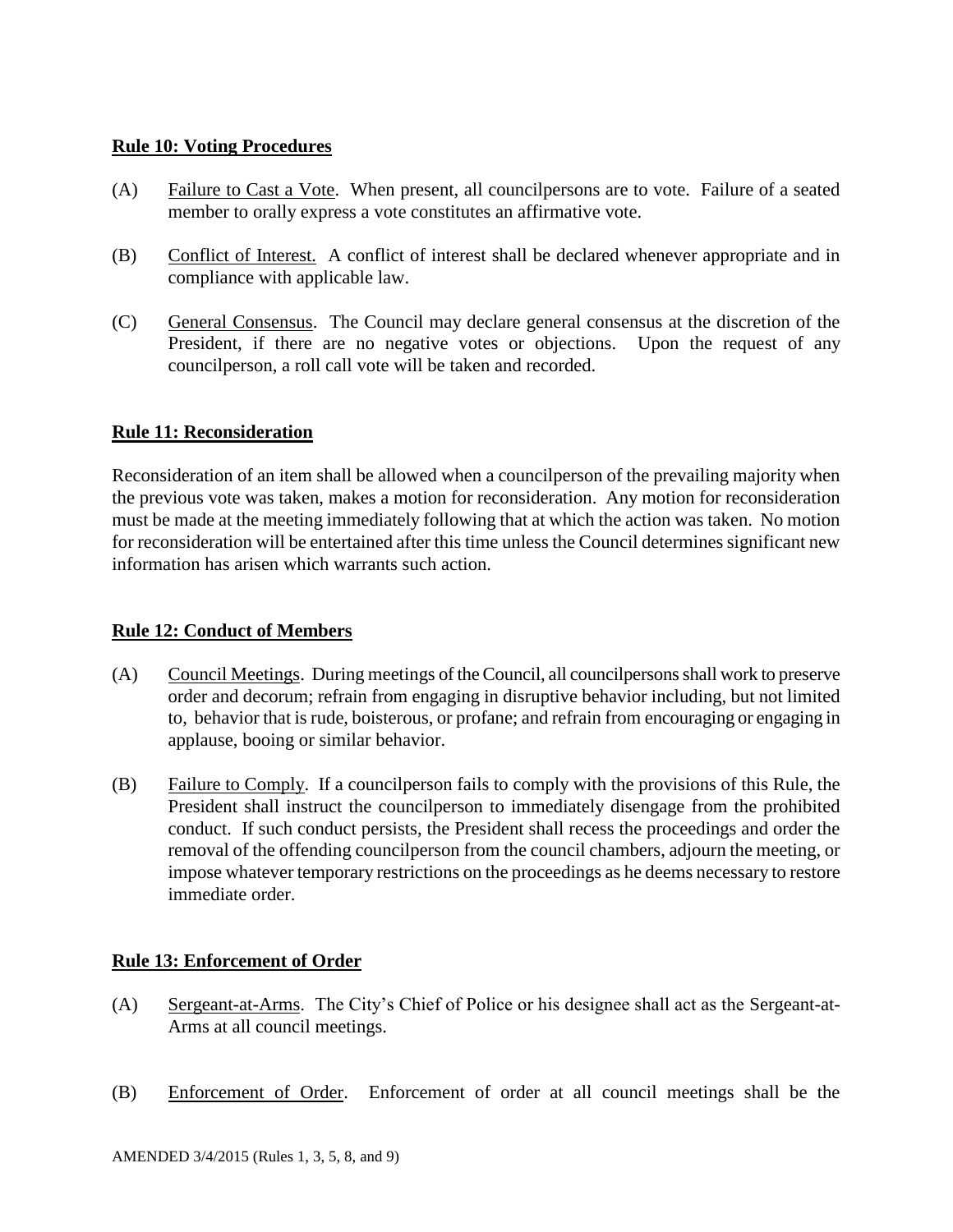**Rule 10: Voting Procedures**

(A) Failure to Cast a Vote. When present, all councilpersons are to vote. Failure of a seated member to orally express a vote constitutes an affirmative vote.

(B) Conflict of Interest. A conflict of interest shall be declared whenever appropriate and in compliance with applicable law.

(C) General Consensus. The Council may declare general consensus at the discretion of the President, if there are no negative votes or objections. Upon the request of any councilperson, a roll call vote will be taken and recorded.

**Rule 11: Reconsideration**

Reconsideration of an item shall be allowed when a councilperson of the prevailing majority when the previous vote was taken, makes a motion for reconsideration. Any motion for reconsideration must be made at the meeting immediately following that at which the action was taken. No motion for reconsideration will be entertained after this time unless the Council determines significant new information has arisen which warrants such action.

**Rule 12: Conduct of Members**

(A) Council Meetings. During meetings of the Council, all councilpersons shall work to preserve order and decorum; refrain from engaging in disruptive behavior including, but not limited to, behavior that is rude, boisterous, or profane; and refrain from encouraging or engaging in applause, booing or similar behavior.

(B) Failure to Comply. If a councilperson fails to comply with the provisions of this Rule, the President shall instruct the councilperson to immediately disengage from the prohibited conduct. If such conduct persists, the President shall recess the proceedings and order the removal of the offending councilperson from the council chambers, adjourn the meeting, or impose whatever temporary restrictions on the proceedings as he deems necessary to restore immediate order.

**Rule 13: Enforcement of Order**

(A) Sergeant-at-Arms. The City's Chief of Police or his designee shall act as the Sergeant-at-Arms at all council meetings.

(B) Enforcement of Order. Enforcement of order at all council meetings shall be the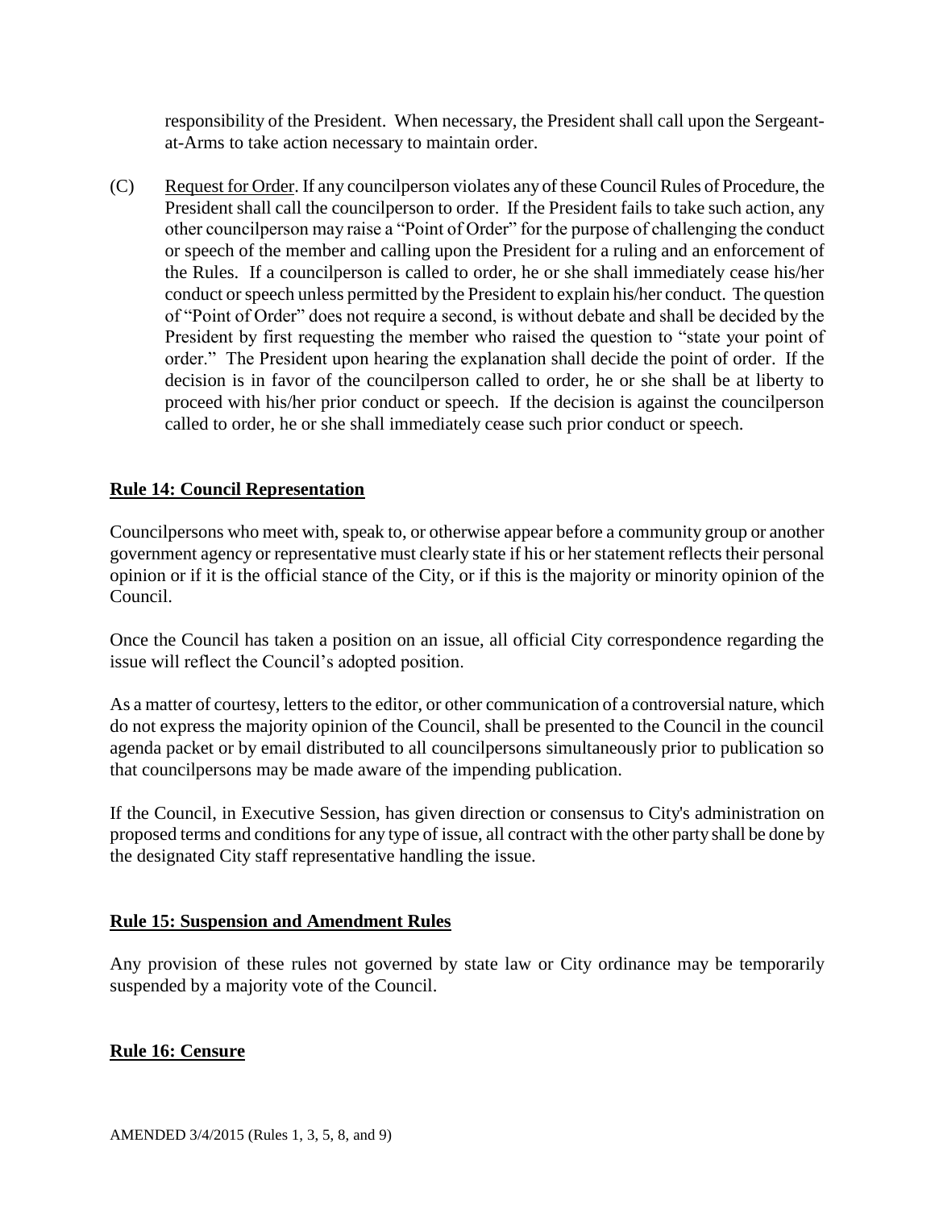responsibility of the President. When necessary, the President shall call upon the Sergeant-at-Arms to take action necessary to maintain order.

(C) Request for Order. If any councilperson violates any of these Council Rules of Procedure, the President shall call the councilperson to order. If the President fails to take such action, any other councilperson may raise a "Point of Order" for the purpose of challenging the conduct or speech of the member and calling upon the President for a ruling and an enforcement of the Rules. If a councilperson is called to order, he or she shall immediately cease his/her conduct or speech unless permitted by the President to explain his/her conduct. The question of "Point of Order" does not require a second, is without debate and shall be decided by the President by first requesting the member who raised the question to "state your point of order." The President upon hearing the explanation shall decide the point of order. If the decision is in favor of the councilperson called to order, he or she shall be at liberty to proceed with his/her prior conduct or speech. If the decision is against the councilperson called to order, he or she shall immediately cease such prior conduct or speech.

## Rule 14: Council Representation

Councilpersons who meet with, speak to, or otherwise appear before a community group or another government agency or representative must clearly state if his or her statement reflects their personal opinion or if it is the official stance of the City, or if this is the majority or minority opinion of the Council.

Once the Council has taken a position on an issue, all official City correspondence regarding the issue will reflect the Council's adopted position.

As a matter of courtesy, letters to the editor, or other communication of a controversial nature, which do not express the majority opinion of the Council, shall be presented to the Council in the council agenda packet or by email distributed to all councilpersons simultaneously prior to publication so that councilpersons may be made aware of the impending publication.

If the Council, in Executive Session, has given direction or consensus to City's administration on proposed terms and conditions for any type of issue, all contract with the other party shall be done by the designated City staff representative handling the issue.

## Rule 15: Suspension and Amendment Rules

Any provision of these rules not governed by state law or City ordinance may be temporarily suspended by a majority vote of the Council.

## Rule 16: Censure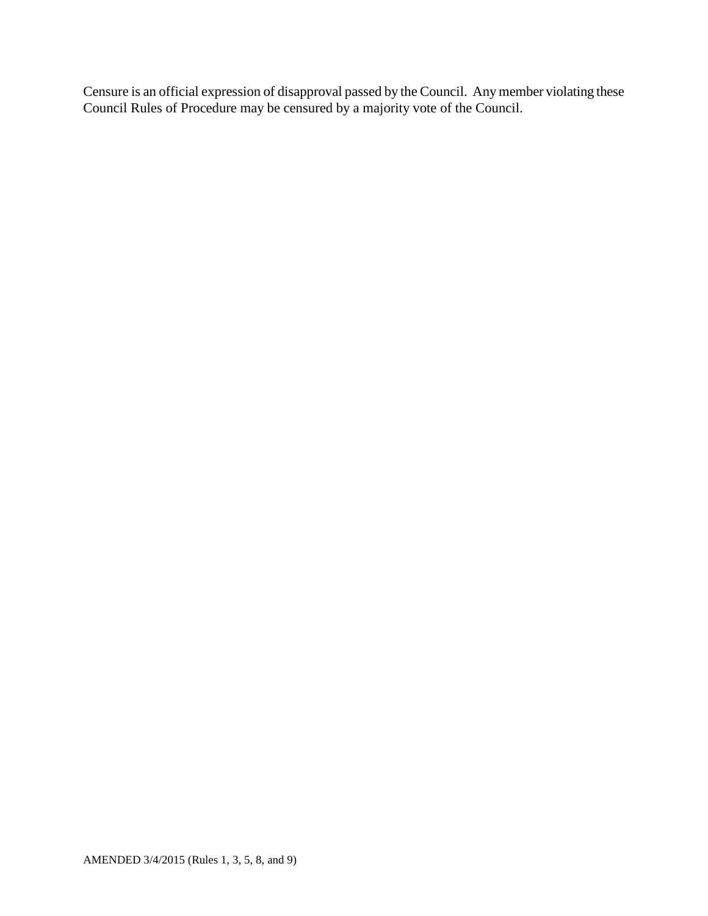Censure is an official expression of disapproval passed by the Council. Any member violating these Council Rules of Procedure may be censured by a majority vote of the Council.

AMENDED 3/4/2015 (Rules 1, 3, 5, 8, and 9)